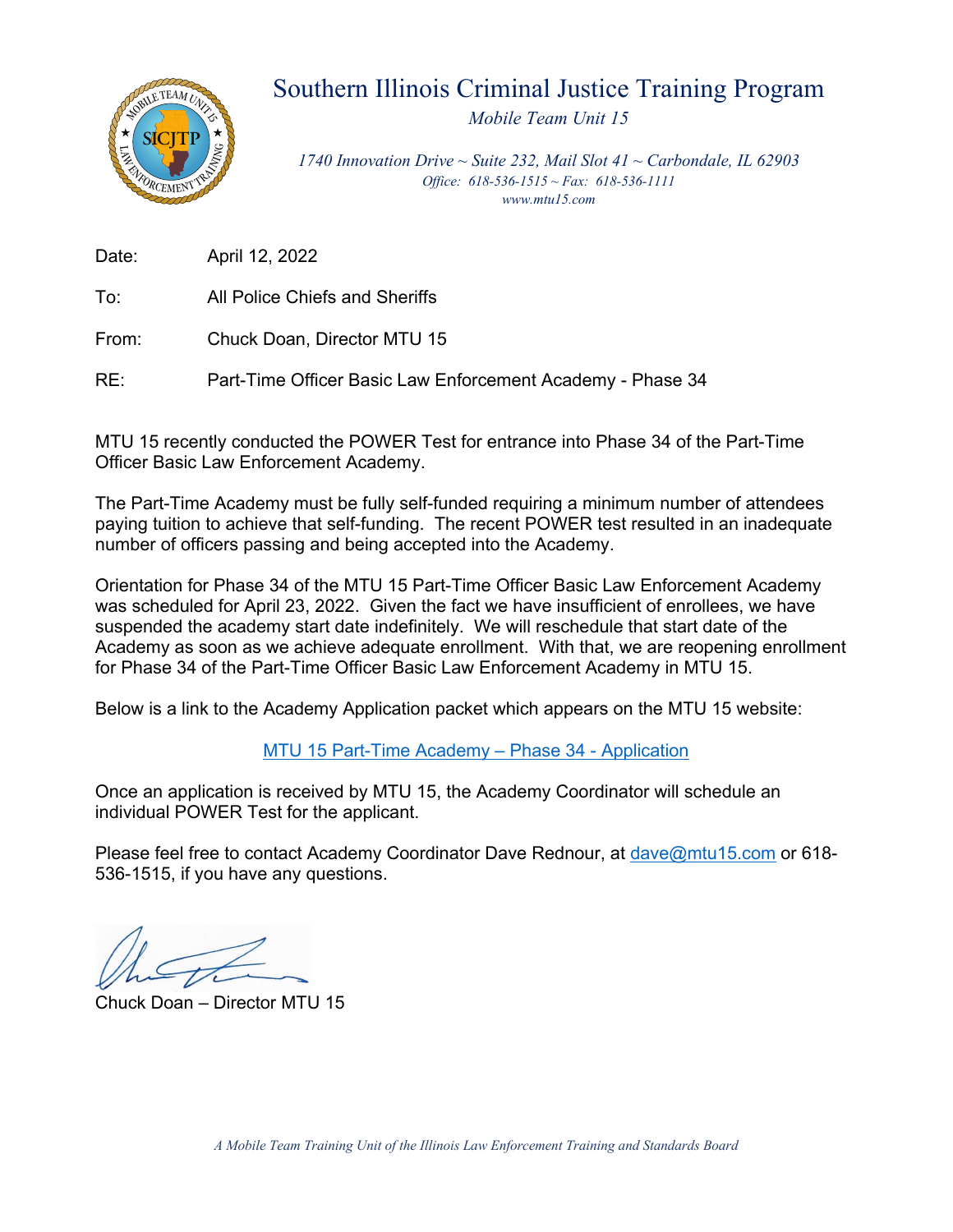# Southern Illinois Criminal Justice Training Program

*Mobile Team Unit 15*

*1740 Innovation Drive ~ Suite 232, Mail Slot 41 ~ Carbondale, IL 62903*
*Office: 618-536-1515 ~ Fax: 618-536-1111*
*www.mtu15.com*

Date: April 12, 2022

To: All Police Chiefs and Sheriffs

From: Chuck Doan, Director MTU 15

RE: Part-Time Officer Basic Law Enforcement Academy - Phase 34

MTU 15 recently conducted the POWER Test for entrance into Phase 34 of the Part-Time Officer Basic Law Enforcement Academy.

The Part-Time Academy must be fully self-funded requiring a minimum number of attendees paying tuition to achieve that self-funding. The recent POWER test resulted in an inadequate number of officers passing and being accepted into the Academy.

Orientation for Phase 34 of the MTU 15 Part-Time Officer Basic Law Enforcement Academy was scheduled for April 23, 2022. Given the fact we have insufficient of enrollees, we have suspended the academy start date indefinitely. We will reschedule that start date of the Academy as soon as we achieve adequate enrollment. With that, we are reopening enrollment for Phase 34 of the Part-Time Officer Basic Law Enforcement Academy in MTU 15.

Below is a link to the Academy Application packet which appears on the MTU 15 website:

MTU 15 Part-Time Academy – Phase 34 - Application

Once an application is received by MTU 15, the Academy Coordinator will schedule an individual POWER Test for the applicant.

Please feel free to contact Academy Coordinator Dave Rednour, at dave@mtu15.com or 618-536-1515, if you have any questions.

Chuck Doan – Director MTU 15

*A Mobile Team Training Unit of the Illinois Law Enforcement Training and Standards Board*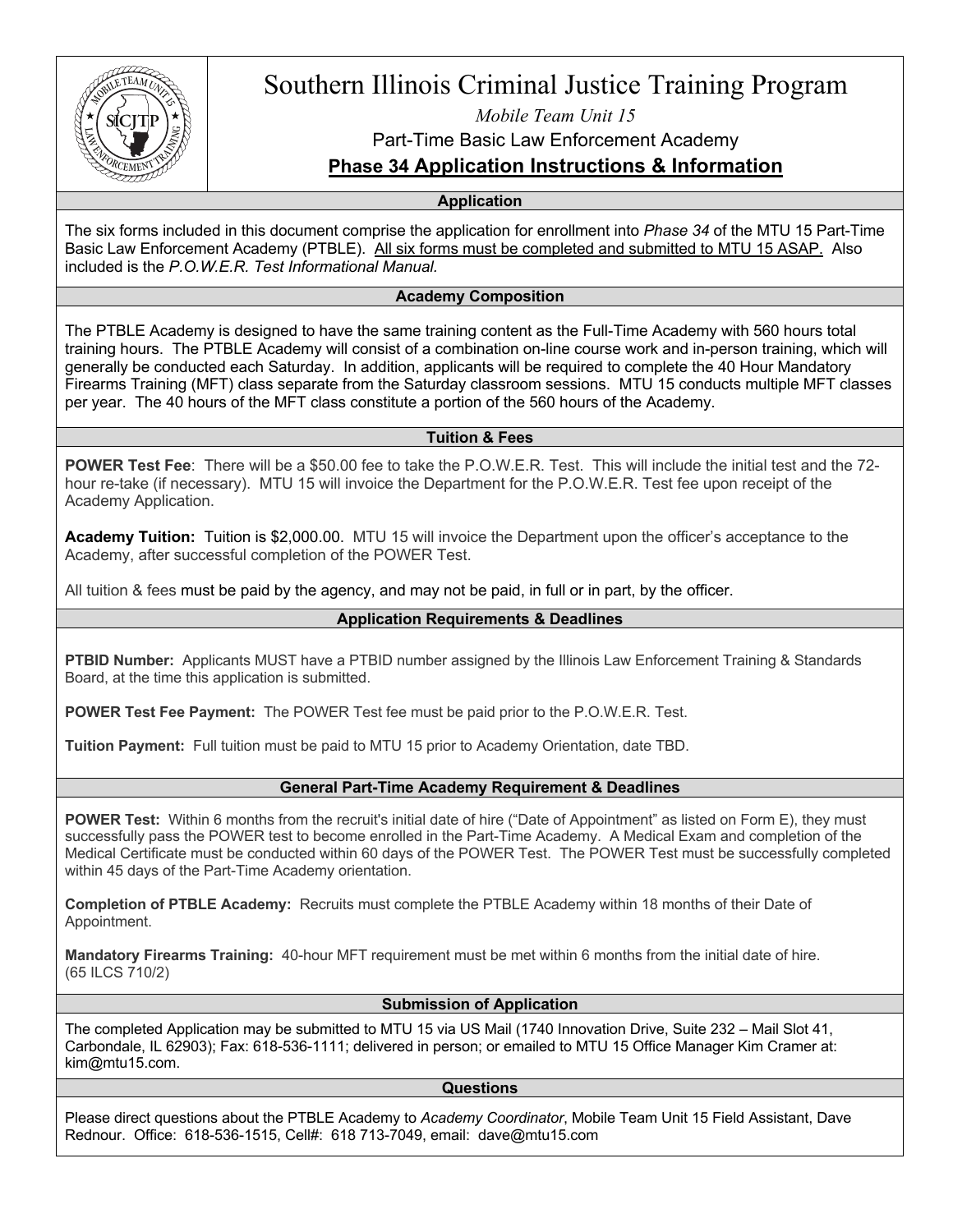# Southern Illinois Criminal Justice Training Program

*Mobile Team Unit 15*

Part-Time Basic Law Enforcement Academy

**Phase 34 Application Instructions & Information**

## Application

The six forms included in this document comprise the application for enrollment into *Phase 34* of the MTU 15 Part-Time Basic Law Enforcement Academy (PTBLE). All six forms must be completed and submitted to MTU 15 ASAP. Also included is the *P.O.W.E.R. Test Informational Manual.*

## Academy Composition

The PTBLE Academy is designed to have the same training content as the Full-Time Academy with 560 hours total training hours. The PTBLE Academy will consist of a combination on-line course work and in-person training, which will generally be conducted each Saturday. In addition, applicants will be required to complete the 40 Hour Mandatory Firearms Training (MFT) class separate from the Saturday classroom sessions. MTU 15 conducts multiple MFT classes per year. The 40 hours of the MFT class constitute a portion of the 560 hours of the Academy.

## Tuition & Fees

**POWER Test Fee**: There will be a $50.00 fee to take the P.O.W.E.R. Test. This will include the initial test and the 72-hour re-take (if necessary). MTU 15 will invoice the Department for the P.O.W.E.R. Test fee upon receipt of the Academy Application.

**Academy Tuition:** Tuition is $2,000.00. MTU 15 will invoice the Department upon the officer's acceptance to the Academy, after successful completion of the POWER Test.

All tuition & fees must be paid by the agency, and may not be paid, in full or in part, by the officer.

## Application Requirements & Deadlines

**PTBID Number:** Applicants MUST have a PTBID number assigned by the Illinois Law Enforcement Training & Standards Board, at the time this application is submitted.

**POWER Test Fee Payment:** The POWER Test fee must be paid prior to the P.O.W.E.R. Test.

**Tuition Payment:** Full tuition must be paid to MTU 15 prior to Academy Orientation, date TBD.

## General Part-Time Academy Requirement & Deadlines

**POWER Test:** Within 6 months from the recruit's initial date of hire ("Date of Appointment" as listed on Form E), they must successfully pass the POWER test to become enrolled in the Part-Time Academy. A Medical Exam and completion of the Medical Certificate must be conducted within 60 days of the POWER Test. The POWER Test must be successfully completed within 45 days of the Part-Time Academy orientation.

**Completion of PTBLE Academy:** Recruits must complete the PTBLE Academy within 18 months of their Date of Appointment.

**Mandatory Firearms Training:** 40-hour MFT requirement must be met within 6 months from the initial date of hire. (65 ILCS 710/2)

## Submission of Application

The completed Application may be submitted to MTU 15 via US Mail (1740 Innovation Drive, Suite 232 – Mail Slot 41, Carbondale, IL 62903); Fax: 618-536-1111; delivered in person; or emailed to MTU 15 Office Manager Kim Cramer at: kim@mtu15.com.

## Questions

Please direct questions about the PTBLE Academy to *Academy Coordinator*, Mobile Team Unit 15 Field Assistant, Dave Rednour. Office: 618-536-1515, Cell#: 618 713-7049, email: dave@mtu15.com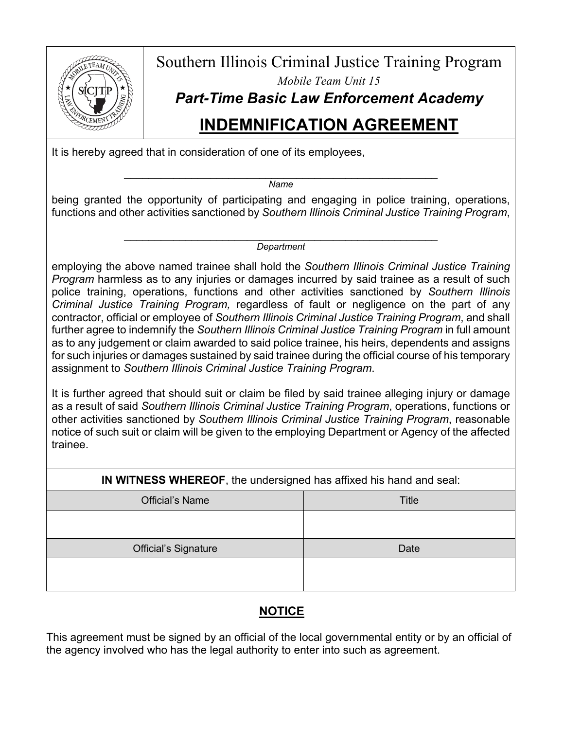# Southern Illinois Criminal Justice Training Program

*Mobile Team Unit 15*

***Part-Time Basic Law Enforcement Academy***

## INDEMNIFICATION AGREEMENT

It is hereby agreed that in consideration of one of its employees,

\_\_\_\_\_\_\_\_\_\_\_\_\_\_\_\_\_\_\_\_\_\_\_\_\_\_\_\_\_\_\_\_\_\_\_\_\_\_\_\_\_\_\_\_\_\_\_\_\_\_\_\_\_\_
*Name*

being granted the opportunity of participating and engaging in police training, operations, functions and other activities sanctioned by *Southern Illinois Criminal Justice Training Program*,

\_\_\_\_\_\_\_\_\_\_\_\_\_\_\_\_\_\_\_\_\_\_\_\_\_\_\_\_\_\_\_\_\_\_\_\_\_\_\_\_\_\_\_\_\_\_\_\_\_\_\_\_\_\_
*Department*

employing the above named trainee shall hold the *Southern Illinois Criminal Justice Training Program* harmless as to any injuries or damages incurred by said trainee as a result of such police training, operations, functions and other activities sanctioned by *Southern Illinois Criminal Justice Training Program,* regardless of fault or negligence on the part of any contractor, official or employee of *Southern Illinois Criminal Justice Training Program*, and shall further agree to indemnify the *Southern Illinois Criminal Justice Training Program* in full amount as to any judgement or claim awarded to said police trainee, his heirs, dependents and assigns for such injuries or damages sustained by said trainee during the official course of his temporary assignment to *Southern Illinois Criminal Justice Training Program*.

It is further agreed that should suit or claim be filed by said trainee alleging injury or damage as a result of said *Southern Illinois Criminal Justice Training Program*, operations, functions or other activities sanctioned by *Southern Illinois Criminal Justice Training Program*, reasonable notice of such suit or claim will be given to the employing Department or Agency of the affected trainee.

**IN WITNESS WHEREOF**, the undersigned has affixed his hand and seal:

| Official's Name | Title |
|---|---|
| | |
| **Official's Signature** | **Date** |
| | |

## NOTICE

This agreement must be signed by an official of the local governmental entity or by an official of the agency involved who has the legal authority to enter into such as agreement.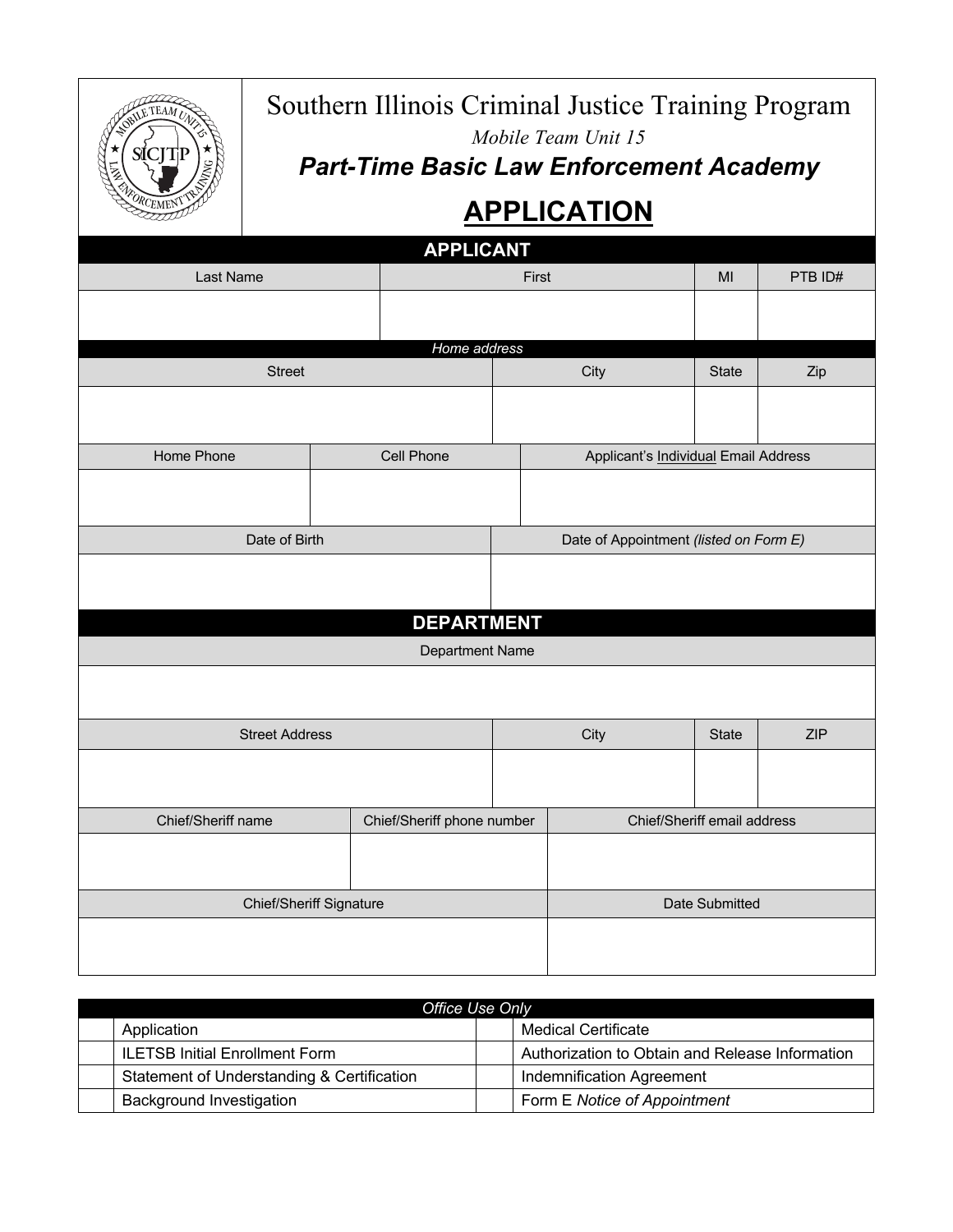# Southern Illinois Criminal Justice Training Program

*Mobile Team Unit 15*

## *Part-Time Basic Law Enforcement Academy*

## APPLICATION

### APPLICANT

| Last Name | First | MI | PTB ID# |
|---|---|---|---|
| | | | |

*Home address*

| Street | City | State | Zip |
|---|---|---|---|
| | | | |

| Home Phone | Cell Phone | Applicant's Individual Email Address |
|---|---|---|
| | | |

| Date of Birth | Date of Appointment *(listed on Form E)* |
|---|---|
| | |

### DEPARTMENT

| Department Name |
|---|
| |

| Street Address | City | State | ZIP |
|---|---|---|---|
| | | | |

| Chief/Sheriff name | Chief/Sheriff phone number | Chief/Sheriff email address |
|---|---|---|
| | | |

| Chief/Sheriff Signature | Date Submitted |
|---|---|
| | |

*Office Use Only*

| | | | |
|---|---|---|---|
| | Application | | Medical Certificate |
| | ILETSB Initial Enrollment Form | | Authorization to Obtain and Release Information |
| | Statement of Understanding & Certification | | Indemnification Agreement |
| | Background Investigation | | Form E *Notice of Appointment* |